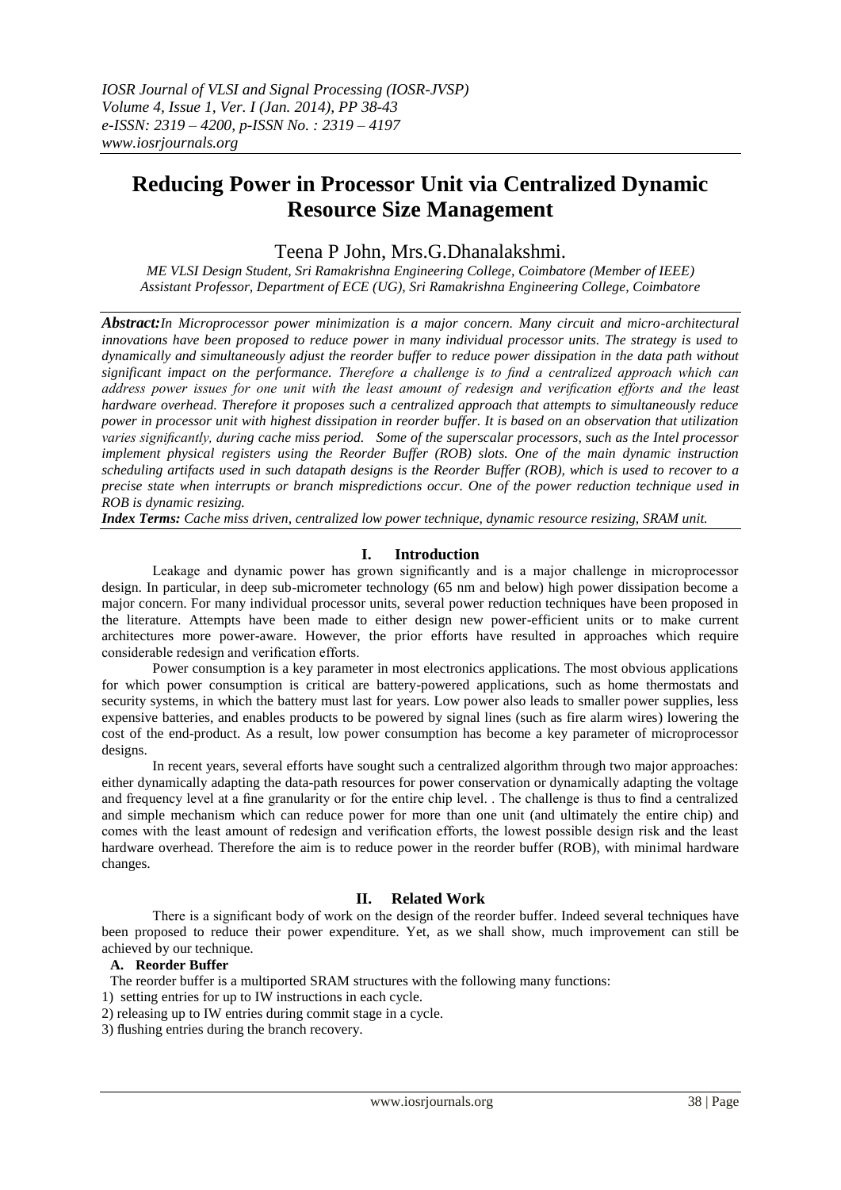# Reducing Power in Processor Unit via Centralized Dynamic Resource Size Management

Teena P John, Mrs.G.Dhanalakshmi.

*ME VLSI Design Student, Sri Ramakrishna Engineering College, Coimbatore (Member of IEEE)*
*Assistant Professor, Department of ECE (UG), Sri Ramakrishna Engineering College, Coimbatore*

***Abstract:*** *In Microprocessor power minimization is a major concern. Many circuit and micro-architectural innovations have been proposed to reduce power in many individual processor units. The strategy is used to dynamically and simultaneously adjust the reorder buffer to reduce power dissipation in the data path without significant impact on the performance. Therefore a challenge is to find a centralized approach which can address power issues for one unit with the least amount of redesign and verification efforts and the least hardware overhead. Therefore it proposes such a centralized approach that attempts to simultaneously reduce power in processor unit with highest dissipation in reorder buffer. It is based on an observation that utilization varies significantly, during cache miss period. Some of the superscalar processors, such as the Intel processor implement physical registers using the Reorder Buffer (ROB) slots. One of the main dynamic instruction scheduling artifacts used in such datapath designs is the Reorder Buffer (ROB), which is used to recover to a precise state when interrupts or branch mispredictions occur. One of the power reduction technique used in ROB is dynamic resizing.*

***Index Terms:*** *Cache miss driven, centralized low power technique, dynamic resource resizing, SRAM unit.*

## I. Introduction

Leakage and dynamic power has grown significantly and is a major challenge in microprocessor design. In particular, in deep sub-micrometer technology (65 nm and below) high power dissipation become a major concern. For many individual processor units, several power reduction techniques have been proposed in the literature. Attempts have been made to either design new power-efficient units or to make current architectures more power-aware. However, the prior efforts have resulted in approaches which require considerable redesign and verification efforts.

Power consumption is a key parameter in most electronics applications. The most obvious applications for which power consumption is critical are battery-powered applications, such as home thermostats and security systems, in which the battery must last for years. Low power also leads to smaller power supplies, less expensive batteries, and enables products to be powered by signal lines (such as fire alarm wires) lowering the cost of the end-product. As a result, low power consumption has become a key parameter of microprocessor designs.

In recent years, several efforts have sought such a centralized algorithm through two major approaches: either dynamically adapting the data-path resources for power conservation or dynamically adapting the voltage and frequency level at a fine granularity or for the entire chip level. . The challenge is thus to find a centralized and simple mechanism which can reduce power for more than one unit (and ultimately the entire chip) and comes with the least amount of redesign and verification efforts, the lowest possible design risk and the least hardware overhead. Therefore the aim is to reduce power in the reorder buffer (ROB), with minimal hardware changes.

## II. Related Work

There is a significant body of work on the design of the reorder buffer. Indeed several techniques have been proposed to reduce their power expenditure. Yet, as we shall show, much improvement can still be achieved by our technique.

### A. Reorder Buffer

The reorder buffer is a multiported SRAM structures with the following many functions:

1) setting entries for up to IW instructions in each cycle.
2) releasing up to IW entries during commit stage in a cycle.
3) flushing entries during the branch recovery.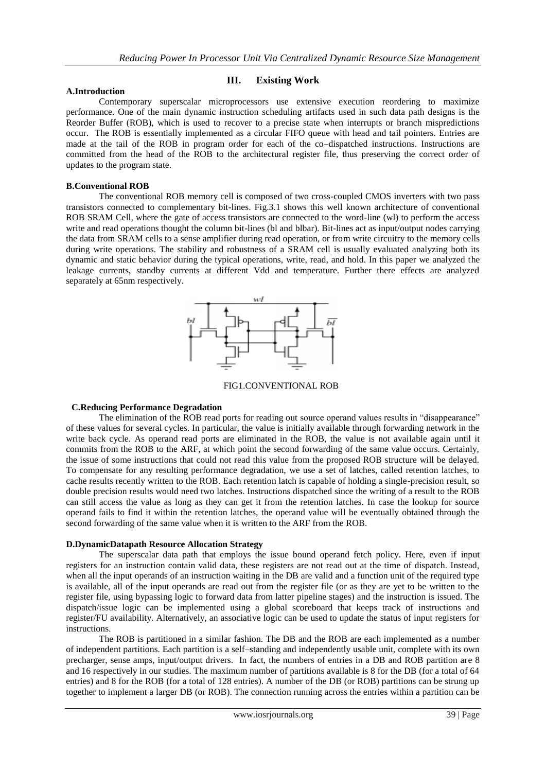## III. Existing Work

### A.Introduction

Contemporary superscalar microprocessors use extensive execution reordering to maximize performance. One of the main dynamic instruction scheduling artifacts used in such data path designs is the Reorder Buffer (ROB), which is used to recover to a precise state when interrupts or branch mispredictions occur. The ROB is essentially implemented as a circular FIFO queue with head and tail pointers. Entries are made at the tail of the ROB in program order for each of the co–dispatched instructions. Instructions are committed from the head of the ROB to the architectural register file, thus preserving the correct order of updates to the program state.

### B.Conventional ROB

The conventional ROB memory cell is composed of two cross-coupled CMOS inverters with two pass transistors connected to complementary bit-lines. Fig.3.1 shows this well known architecture of conventional ROB SRAM Cell, where the gate of access transistors are connected to the word-line (wl) to perform the access write and read operations thought the column bit-lines (bl and blbar). Bit-lines act as input/output nodes carrying the data from SRAM cells to a sense amplifier during read operation, or from write circuitry to the memory cells during write operations. The stability and robustness of a SRAM cell is usually evaluated analyzing both its dynamic and static behavior during the typical operations, write, read, and hold. In this paper we analyzed the leakage currents, standby currents at different Vdd and temperature. Further there effects are analyzed separately at 65nm respectively.

FIG1.CONVENTIONAL ROB

### C.Reducing Performance Degradation

The elimination of the ROB read ports for reading out source operand values results in "disappearance" of these values for several cycles. In particular, the value is initially available through forwarding network in the write back cycle. As operand read ports are eliminated in the ROB, the value is not available again until it commits from the ROB to the ARF, at which point the second forwarding of the same value occurs. Certainly, the issue of some instructions that could not read this value from the proposed ROB structure will be delayed. To compensate for any resulting performance degradation, we use a set of latches, called retention latches, to cache results recently written to the ROB. Each retention latch is capable of holding a single-precision result, so double precision results would need two latches. Instructions dispatched since the writing of a result to the ROB can still access the value as long as they can get it from the retention latches. In case the lookup for source operand fails to find it within the retention latches, the operand value will be eventually obtained through the second forwarding of the same value when it is written to the ARF from the ROB.

### D.DynamicDatapath Resource Allocation Strategy

The superscalar data path that employs the issue bound operand fetch policy. Here, even if input registers for an instruction contain valid data, these registers are not read out at the time of dispatch. Instead, when all the input operands of an instruction waiting in the DB are valid and a function unit of the required type is available, all of the input operands are read out from the register file (or as they are yet to be written to the register file, using bypassing logic to forward data from latter pipeline stages) and the instruction is issued. The dispatch/issue logic can be implemented using a global scoreboard that keeps track of instructions and register/FU availability. Alternatively, an associative logic can be used to update the status of input registers for instructions.

The ROB is partitioned in a similar fashion. The DB and the ROB are each implemented as a number of independent partitions. Each partition is a self–standing and independently usable unit, complete with its own precharger, sense amps, input/output drivers. In fact, the numbers of entries in a DB and ROB partition are 8 and 16 respectively in our studies. The maximum number of partitions available is 8 for the DB (for a total of 64 entries) and 8 for the ROB (for a total of 128 entries). A number of the DB (or ROB) partitions can be strung up together to implement a larger DB (or ROB). The connection running across the entries within a partition can be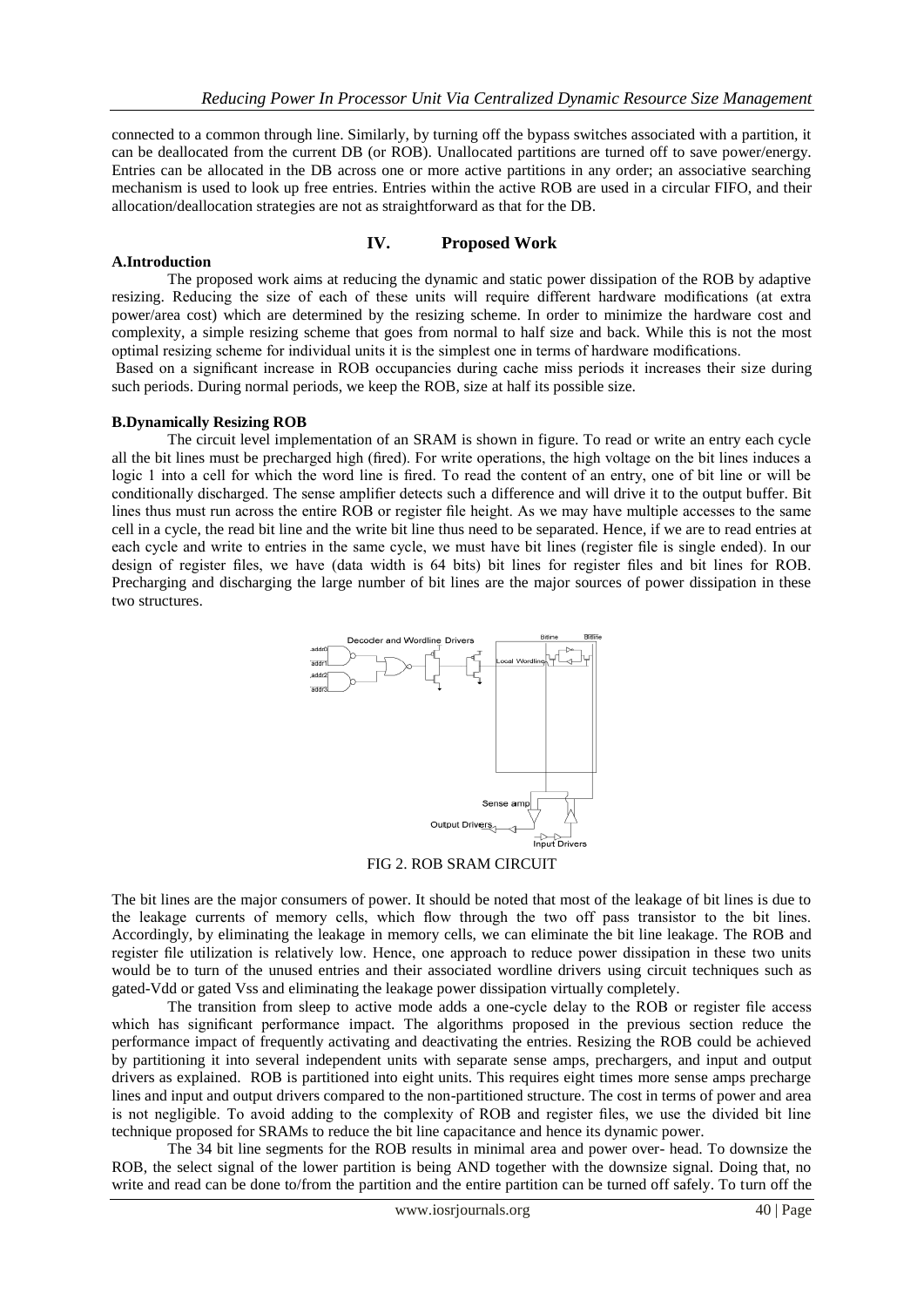connected to a common through line. Similarly, by turning off the bypass switches associated with a partition, it can be deallocated from the current DB (or ROB). Unallocated partitions are turned off to save power/energy. Entries can be allocated in the DB across one or more active partitions in any order; an associative searching mechanism is used to look up free entries. Entries within the active ROB are used in a circular FIFO, and their allocation/deallocation strategies are not as straightforward as that for the DB.

## IV. Proposed Work

### A.Introduction

The proposed work aims at reducing the dynamic and static power dissipation of the ROB by adaptive resizing. Reducing the size of each of these units will require different hardware modifications (at extra power/area cost) which are determined by the resizing scheme. In order to minimize the hardware cost and complexity, a simple resizing scheme that goes from normal to half size and back. While this is not the most optimal resizing scheme for individual units it is the simplest one in terms of hardware modifications.

Based on a significant increase in ROB occupancies during cache miss periods it increases their size during such periods. During normal periods, we keep the ROB, size at half its possible size.

### B.Dynamically Resizing ROB

The circuit level implementation of an SRAM is shown in figure. To read or write an entry each cycle all the bit lines must be precharged high (fired). For write operations, the high voltage on the bit lines induces a logic 1 into a cell for which the word line is fired. To read the content of an entry, one of bit line or will be conditionally discharged. The sense amplifier detects such a difference and will drive it to the output buffer. Bit lines thus must run across the entire ROB or register file height. As we may have multiple accesses to the same cell in a cycle, the read bit line and the write bit line thus need to be separated. Hence, if we are to read entries at each cycle and write to entries in the same cycle, we must have bit lines (register file is single ended). In our design of register files, we have (data width is 64 bits) bit lines for register files and bit lines for ROB. Precharging and discharging the large number of bit lines are the major sources of power dissipation in these two structures.

FIG 2. ROB SRAM CIRCUIT

The bit lines are the major consumers of power. It should be noted that most of the leakage of bit lines is due to the leakage currents of memory cells, which flow through the two off pass transistor to the bit lines. Accordingly, by eliminating the leakage in memory cells, we can eliminate the bit line leakage. The ROB and register file utilization is relatively low. Hence, one approach to reduce power dissipation in these two units would be to turn of the unused entries and their associated wordline drivers using circuit techniques such as gated-Vdd or gated Vss and eliminating the leakage power dissipation virtually completely.

The transition from sleep to active mode adds a one-cycle delay to the ROB or register file access which has significant performance impact. The algorithms proposed in the previous section reduce the performance impact of frequently activating and deactivating the entries. Resizing the ROB could be achieved by partitioning it into several independent units with separate sense amps, prechargers, and input and output drivers as explained. ROB is partitioned into eight units. This requires eight times more sense amps precharge lines and input and output drivers compared to the non-partitioned structure. The cost in terms of power and area is not negligible. To avoid adding to the complexity of ROB and register files, we use the divided bit line technique proposed for SRAMs to reduce the bit line capacitance and hence its dynamic power.

The 34 bit line segments for the ROB results in minimal area and power over- head. To downsize the ROB, the select signal of the lower partition is being AND together with the downsize signal. Doing that, no write and read can be done to/from the partition and the entire partition can be turned off safely. To turn off the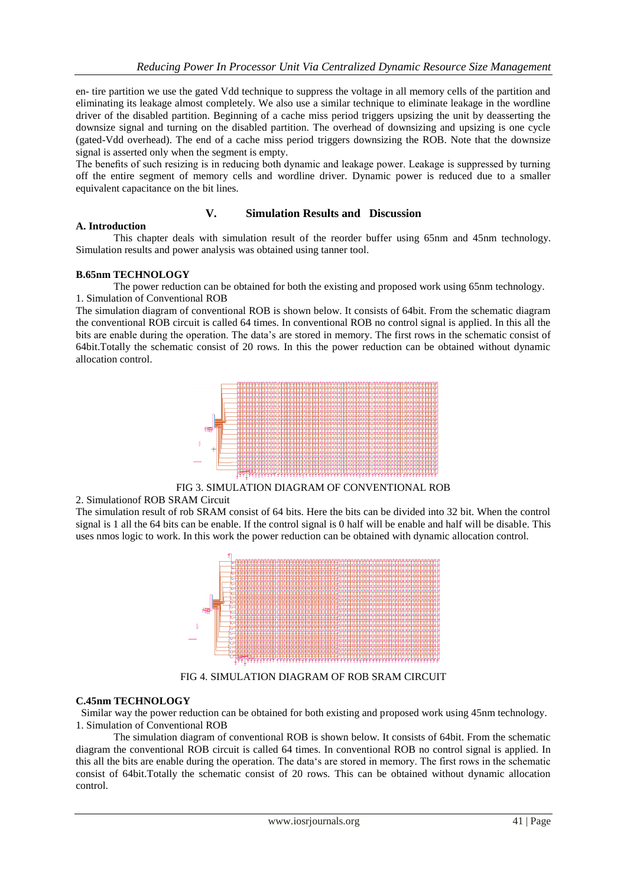en- tire partition we use the gated Vdd technique to suppress the voltage in all memory cells of the partition and eliminating its leakage almost completely. We also use a similar technique to eliminate leakage in the wordline driver of the disabled partition. Beginning of a cache miss period triggers upsizing the unit by deasserting the downsize signal and turning on the disabled partition. The overhead of downsizing and upsizing is one cycle (gated-Vdd overhead). The end of a cache miss period triggers downsizing the ROB. Note that the downsize signal is asserted only when the segment is empty.

The benefits of such resizing is in reducing both dynamic and leakage power. Leakage is suppressed by turning off the entire segment of memory cells and wordline driver. Dynamic power is reduced due to a smaller equivalent capacitance on the bit lines.

## V. Simulation Results and Discussion

### A. Introduction

This chapter deals with simulation result of the reorder buffer using 65nm and 45nm technology. Simulation results and power analysis was obtained using tanner tool.

### B.65nm TECHNOLOGY

The power reduction can be obtained for both the existing and proposed work using 65nm technology.

1. Simulation of Conventional ROB

The simulation diagram of conventional ROB is shown below. It consists of 64bit. From the schematic diagram the conventional ROB circuit is called 64 times. In conventional ROB no control signal is applied. In this all the bits are enable during the operation. The data's are stored in memory. The first rows in the schematic consist of 64bit.Totally the schematic consist of 20 rows. In this the power reduction can be obtained without dynamic allocation control.

FIG 3. SIMULATION DIAGRAM OF CONVENTIONAL ROB

2. Simulationof ROB SRAM Circuit

The simulation result of rob SRAM consist of 64 bits. Here the bits can be divided into 32 bit. When the control signal is 1 all the 64 bits can be enable. If the control signal is 0 half will be enable and half will be disable. This uses nmos logic to work. In this work the power reduction can be obtained with dynamic allocation control.

FIG 4. SIMULATION DIAGRAM OF ROB SRAM CIRCUIT

### C.45nm TECHNOLOGY

Similar way the power reduction can be obtained for both existing and proposed work using 45nm technology.

1. Simulation of Conventional ROB

The simulation diagram of conventional ROB is shown below. It consists of 64bit. From the schematic diagram the conventional ROB circuit is called 64 times. In conventional ROB no control signal is applied. In this all the bits are enable during the operation. The data's are stored in memory. The first rows in the schematic consist of 64bit.Totally the schematic consist of 20 rows. This can be obtained without dynamic allocation control.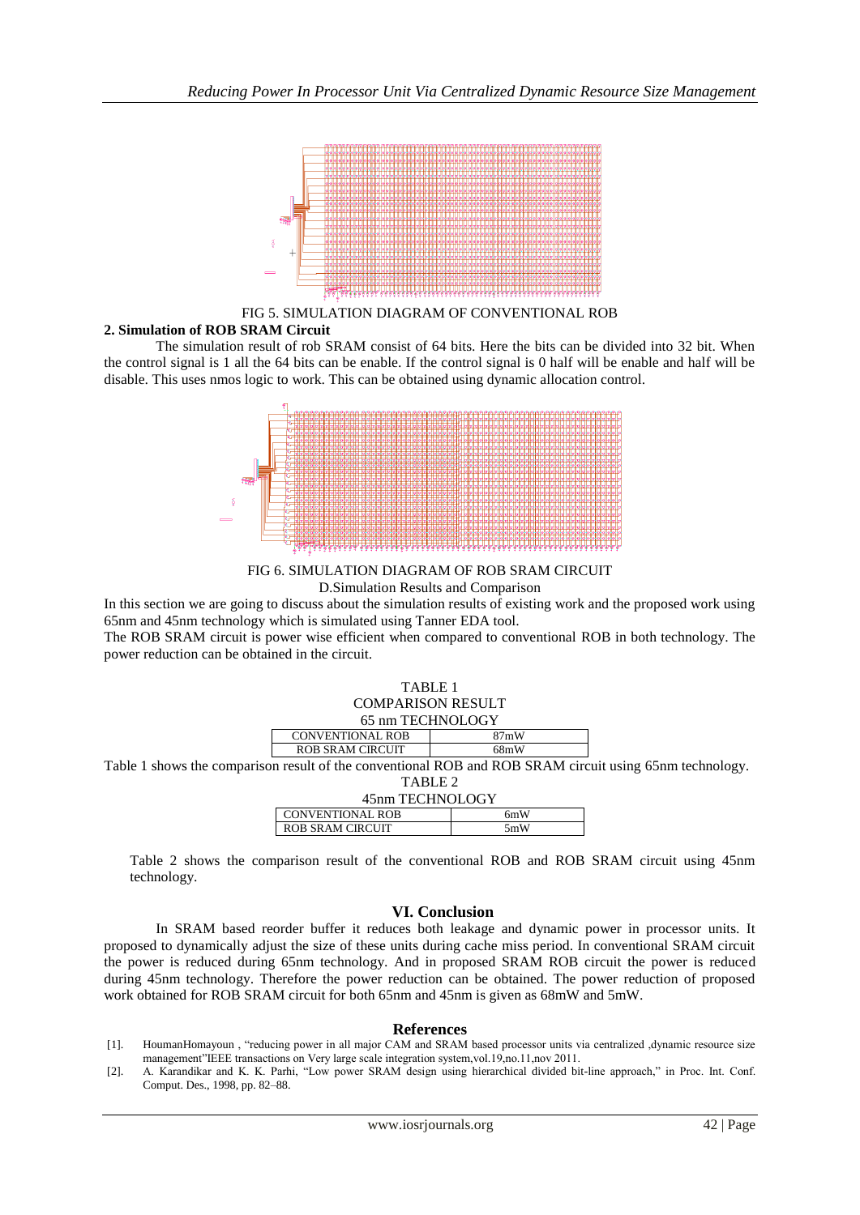FIG 5. SIMULATION DIAGRAM OF CONVENTIONAL ROB

**2. Simulation of ROB SRAM Circuit**

The simulation result of rob SRAM consist of 64 bits. Here the bits can be divided into 32 bit. When the control signal is 1 all the 64 bits can be enable. If the control signal is 0 half will be enable and half will be disable. This uses nmos logic to work. This can be obtained using dynamic allocation control.

FIG 6. SIMULATION DIAGRAM OF ROB SRAM CIRCUIT

D.Simulation Results and Comparison

In this section we are going to discuss about the simulation results of existing work and the proposed work using 65nm and 45nm technology which is simulated using Tanner EDA tool.

The ROB SRAM circuit is power wise efficient when compared to conventional ROB in both technology. The power reduction can be obtained in the circuit.

TABLE 1
COMPARISON RESULT
65 nm TECHNOLOGY

| CONVENTIONAL ROB | 87mW |
|---|---|
| ROB SRAM CIRCUIT | 68mW |

Table 1 shows the comparison result of the conventional ROB and ROB SRAM circuit using 65nm technology.

TABLE 2
45nm TECHNOLOGY

| CONVENTIONAL ROB | 6mW |
|---|---|
| ROB SRAM CIRCUIT | 5mW |

Table 2 shows the comparison result of the conventional ROB and ROB SRAM circuit using 45nm technology.

## VI. Conclusion

In SRAM based reorder buffer it reduces both leakage and dynamic power in processor units. It proposed to dynamically adjust the size of these units during cache miss period. In conventional SRAM circuit the power is reduced during 65nm technology. And in proposed SRAM ROB circuit the power is reduced during 45nm technology. Therefore the power reduction can be obtained. The power reduction of proposed work obtained for ROB SRAM circuit for both 65nm and 45nm is given as 68mW and 5mW.

## References

[1]. HoumanHomayoun , "reducing power in all major CAM and SRAM based processor units via centralized ,dynamic resource size management"IEEE transactions on Very large scale integration system,vol.19,no.11,nov 2011.

[2]. A. Karandikar and K. K. Parhi, "Low power SRAM design using hierarchical divided bit-line approach," in Proc. Int. Conf. Comput. Des., 1998, pp. 82–88.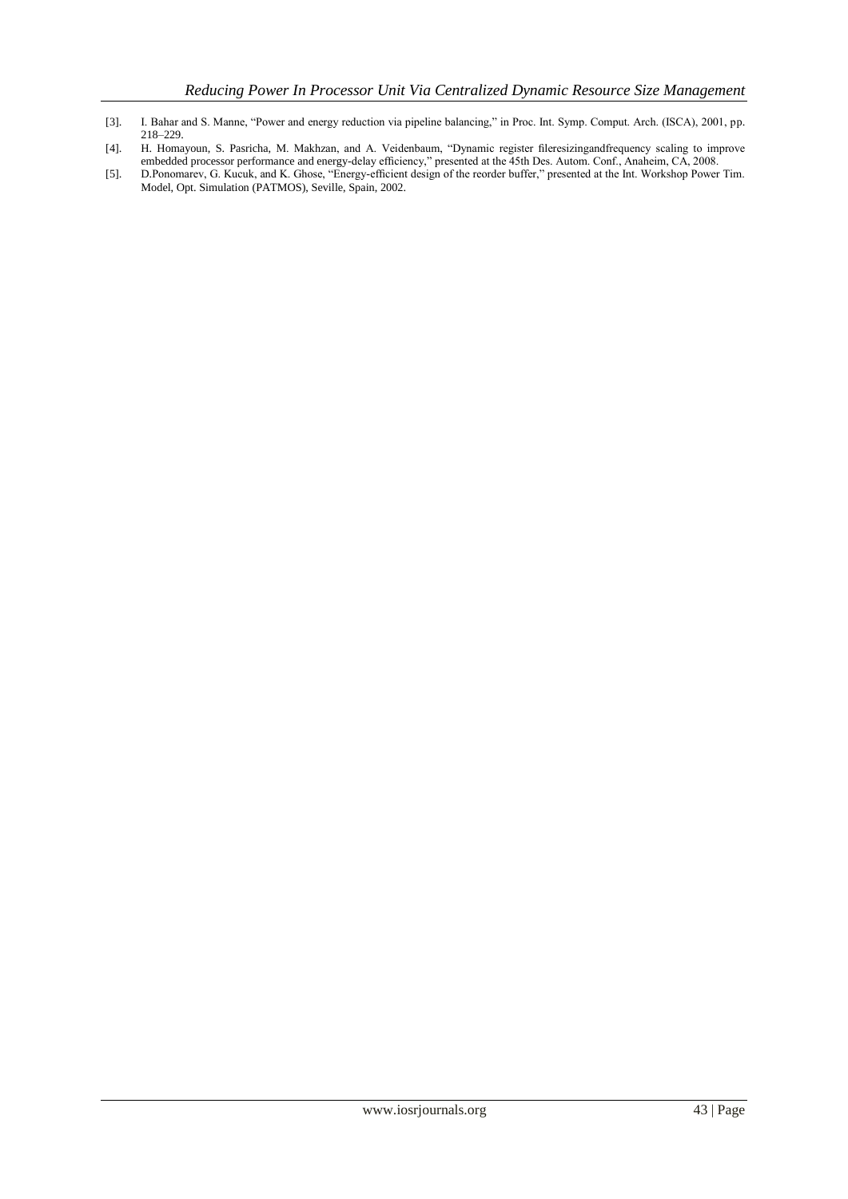[3]. I. Bahar and S. Manne, "Power and energy reduction via pipeline balancing," in Proc. Int. Symp. Comput. Arch. (ISCA), 2001, pp. 218–229.

[4]. H. Homayoun, S. Pasricha, M. Makhzan, and A. Veidenbaum, "Dynamic register fileresizingandfrequency scaling to improve embedded processor performance and energy-delay efficiency," presented at the 45th Des. Autom. Conf., Anaheim, CA, 2008.

[5]. D.Ponomarev, G. Kucuk, and K. Ghose, "Energy-efficient design of the reorder buffer," presented at the Int. Workshop Power Tim. Model, Opt. Simulation (PATMOS), Seville, Spain, 2002.